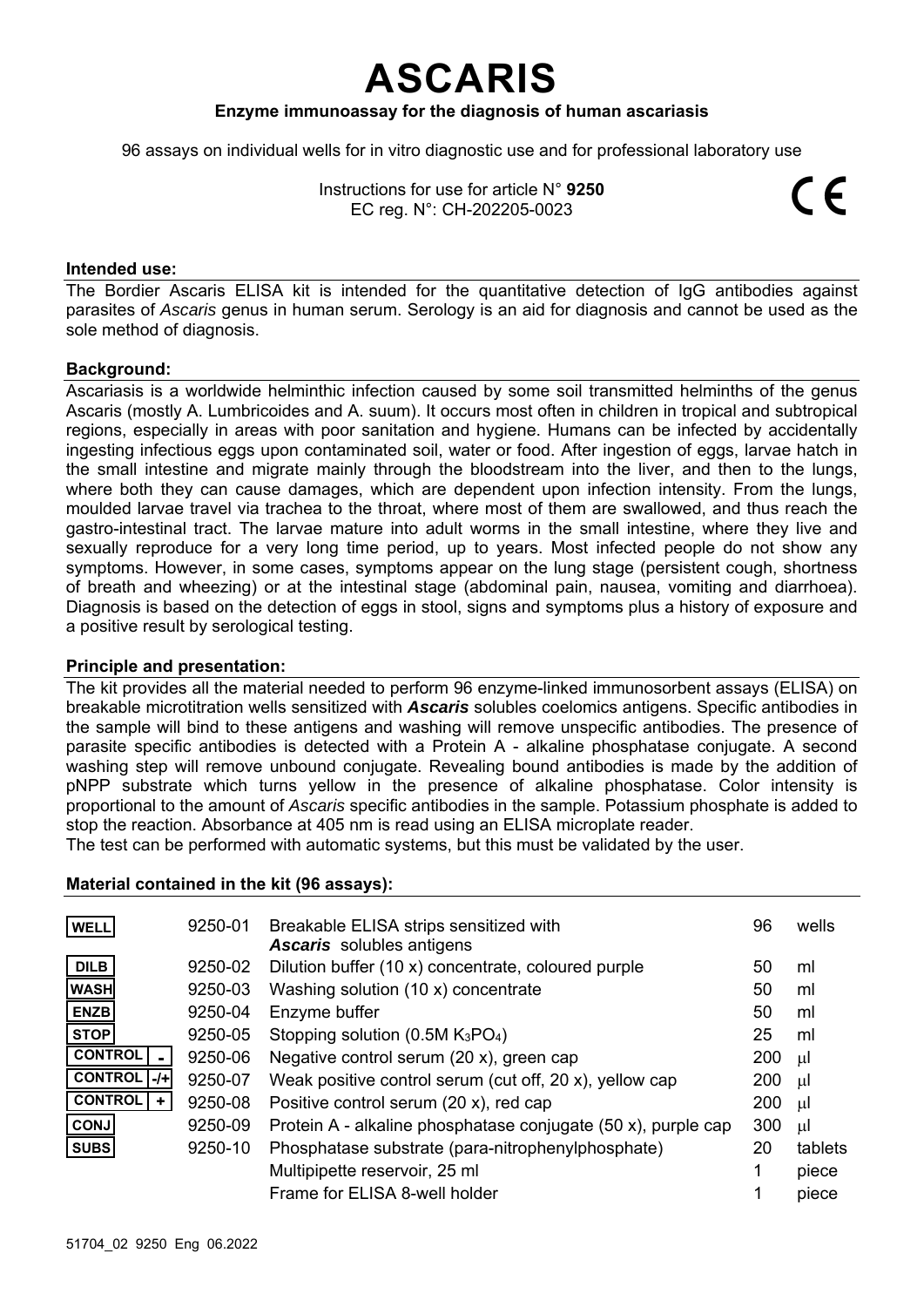# ASCARIS

**Enzyme immunoassay for the diagnosis of human ascariasis**

96 assays on individual wells for in vitro diagnostic use and for professional laboratory use

Instructions for use for article N° **9250**
EC reg. N°: CH-202205-0023

CE

**Intended use:**

The Bordier Ascaris ELISA kit is intended for the quantitative detection of IgG antibodies against parasites of *Ascaris* genus in human serum. Serology is an aid for diagnosis and cannot be used as the sole method of diagnosis.

**Background:**

Ascariasis is a worldwide helminthic infection caused by some soil transmitted helminths of the genus Ascaris (mostly A. Lumbricoides and A. suum). It occurs most often in children in tropical and subtropical regions, especially in areas with poor sanitation and hygiene. Humans can be infected by accidentally ingesting infectious eggs upon contaminated soil, water or food. After ingestion of eggs, larvae hatch in the small intestine and migrate mainly through the bloodstream into the liver, and then to the lungs, where both they can cause damages, which are dependent upon infection intensity. From the lungs, moulded larvae travel via trachea to the throat, where most of them are swallowed, and thus reach the gastro-intestinal tract. The larvae mature into adult worms in the small intestine, where they live and sexually reproduce for a very long time period, up to years. Most infected people do not show any symptoms. However, in some cases, symptoms appear on the lung stage (persistent cough, shortness of breath and wheezing) or at the intestinal stage (abdominal pain, nausea, vomiting and diarrhoea). Diagnosis is based on the detection of eggs in stool, signs and symptoms plus a history of exposure and a positive result by serological testing.

**Principle and presentation:**

The kit provides all the material needed to perform 96 enzyme-linked immunosorbent assays (ELISA) on breakable microtitration wells sensitized with ***Ascaris*** solubles coelomics antigens. Specific antibodies in the sample will bind to these antigens and washing will remove unspecific antibodies. The presence of parasite specific antibodies is detected with a Protein A - alkaline phosphatase conjugate. A second washing step will remove unbound conjugate. Revealing bound antibodies is made by the addition of pNPP substrate which turns yellow in the presence of alkaline phosphatase. Color intensity is proportional to the amount of *Ascaris* specific antibodies in the sample. Potassium phosphate is added to stop the reaction. Absorbance at 405 nm is read using an ELISA microplate reader.
The test can be performed with automatic systems, but this must be validated by the user.

**Material contained in the kit (96 assays):**

| | | | | |
|---|---|---|---|---|
| WELL | 9250-01 | Breakable ELISA strips sensitized with ***Ascaris*** solubles antigens | 96 | wells |
| DILB | 9250-02 | Dilution buffer (10 x) concentrate, coloured purple | 50 | ml |
| WASH | 9250-03 | Washing solution (10 x) concentrate | 50 | ml |
| ENZB | 9250-04 | Enzyme buffer | 50 | ml |
| STOP | 9250-05 | Stopping solution (0.5M $K_3PO_4$) | 25 | ml |
| CONTROL - | 9250-06 | Negative control serum (20 x), green cap | 200 | µl |
| CONTROL -/+ | 9250-07 | Weak positive control serum (cut off, 20 x), yellow cap | 200 | µl |
| CONTROL + | 9250-08 | Positive control serum (20 x), red cap | 200 | µl |
| CONJ | 9250-09 | Protein A - alkaline phosphatase conjugate (50 x), purple cap | 300 | µl |
| SUBS | 9250-10 | Phosphatase substrate (para-nitrophenylphosphate) | 20 | tablets |
| | | Multipipette reservoir, 25 ml | 1 | piece |
| | | Frame for ELISA 8-well holder | 1 | piece |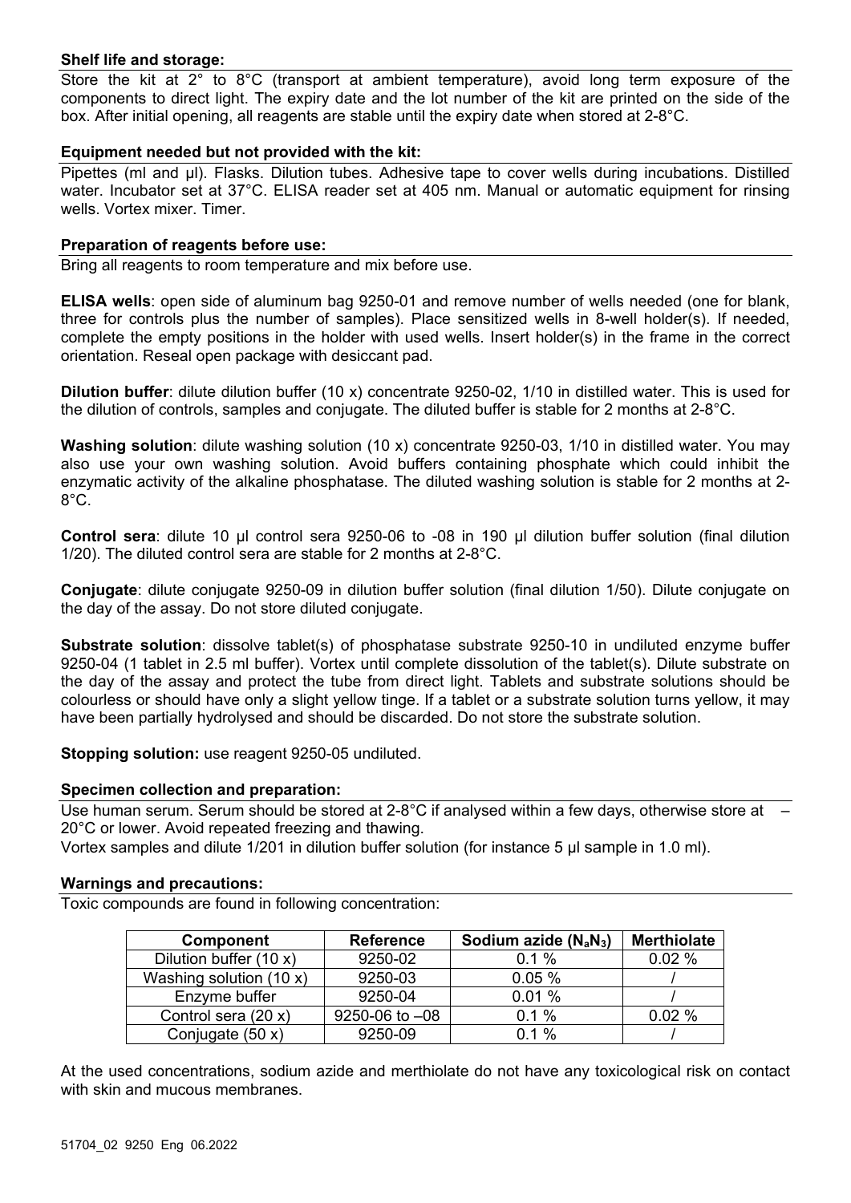**Shelf life and storage:**

Store the kit at 2° to 8°C (transport at ambient temperature), avoid long term exposure of the components to direct light. The expiry date and the lot number of the kit are printed on the side of the box. After initial opening, all reagents are stable until the expiry date when stored at 2-8°C.

**Equipment needed but not provided with the kit:**

Pipettes (ml and µl). Flasks. Dilution tubes. Adhesive tape to cover wells during incubations. Distilled water. Incubator set at 37°C. ELISA reader set at 405 nm. Manual or automatic equipment for rinsing wells. Vortex mixer. Timer.

**Preparation of reagents before use:**

Bring all reagents to room temperature and mix before use.

**ELISA wells**: open side of aluminum bag 9250-01 and remove number of wells needed (one for blank, three for controls plus the number of samples). Place sensitized wells in 8-well holder(s). If needed, complete the empty positions in the holder with used wells. Insert holder(s) in the frame in the correct orientation. Reseal open package with desiccant pad.

**Dilution buffer**: dilute dilution buffer (10 x) concentrate 9250-02, 1/10 in distilled water. This is used for the dilution of controls, samples and conjugate. The diluted buffer is stable for 2 months at 2-8°C.

**Washing solution**: dilute washing solution (10 x) concentrate 9250-03, 1/10 in distilled water. You may also use your own washing solution. Avoid buffers containing phosphate which could inhibit the enzymatic activity of the alkaline phosphatase. The diluted washing solution is stable for 2 months at 2-8°C.

**Control sera**: dilute 10 µl control sera 9250-06 to -08 in 190 µl dilution buffer solution (final dilution 1/20). The diluted control sera are stable for 2 months at 2-8°C.

**Conjugate**: dilute conjugate 9250-09 in dilution buffer solution (final dilution 1/50). Dilute conjugate on the day of the assay. Do not store diluted conjugate.

**Substrate solution**: dissolve tablet(s) of phosphatase substrate 9250-10 in undiluted enzyme buffer 9250-04 (1 tablet in 2.5 ml buffer). Vortex until complete dissolution of the tablet(s). Dilute substrate on the day of the assay and protect the tube from direct light. Tablets and substrate solutions should be colourless or should have only a slight yellow tinge. If a tablet or a substrate solution turns yellow, it may have been partially hydrolysed and should be discarded. Do not store the substrate solution.

**Stopping solution:** use reagent 9250-05 undiluted.

**Specimen collection and preparation:**

Use human serum. Serum should be stored at 2-8°C if analysed within a few days, otherwise store at –20°C or lower. Avoid repeated freezing and thawing.
Vortex samples and dilute 1/201 in dilution buffer solution (for instance 5 µl sample in 1.0 ml).

**Warnings and precautions:**

Toxic compounds are found in following concentration:

| Component | Reference | Sodium azide ($N_aN_3$) | Merthiolate |
|---|---|---|---|
| Dilution buffer (10 x) | 9250-02 | 0.1 % | 0.02 % |
| Washing solution (10 x) | 9250-03 | 0.05 % | / |
| Enzyme buffer | 9250-04 | 0.01 % | / |
| Control sera (20 x) | 9250-06 to –08 | 0.1 % | 0.02 % |
| Conjugate (50 x) | 9250-09 | 0.1 % | / |

At the used concentrations, sodium azide and merthiolate do not have any toxicological risk on contact with skin and mucous membranes.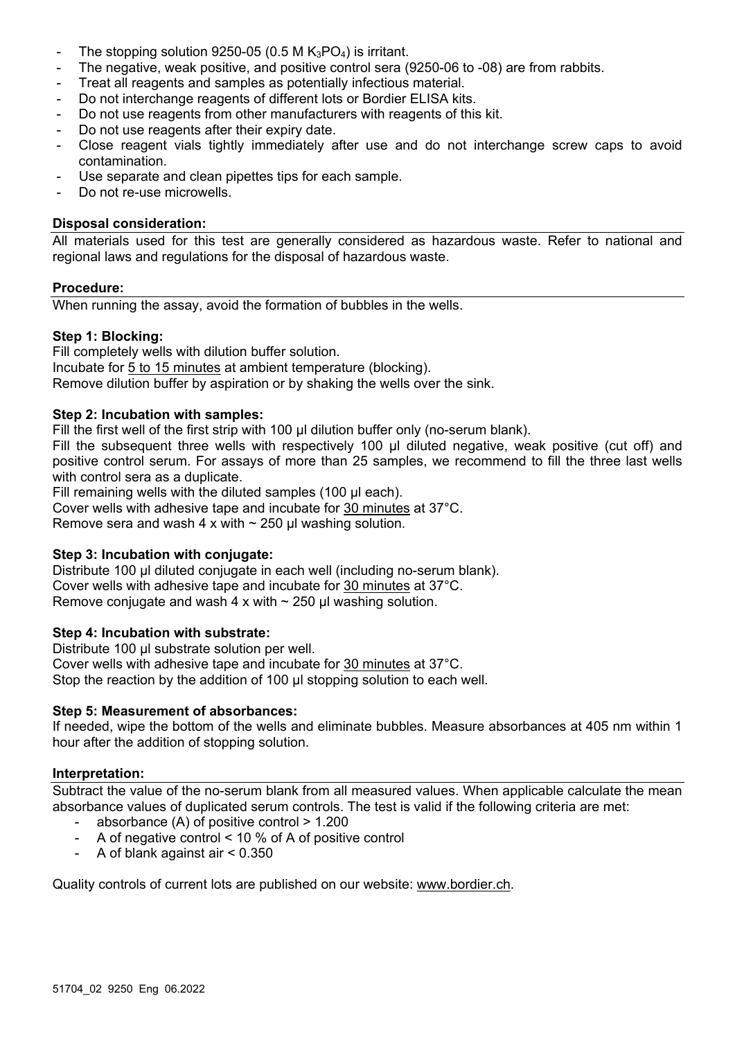- The stopping solution 9250-05 (0.5 M $K_3PO_4$) is irritant.
- The negative, weak positive, and positive control sera (9250-06 to -08) are from rabbits.
- Treat all reagents and samples as potentially infectious material.
- Do not interchange reagents of different lots or Bordier ELISA kits.
- Do not use reagents from other manufacturers with reagents of this kit.
- Do not use reagents after their expiry date.
- Close reagent vials tightly immediately after use and do not interchange screw caps to avoid contamination.
- Use separate and clean pipettes tips for each sample.
- Do not re-use microwells.

**Disposal consideration:**

All materials used for this test are generally considered as hazardous waste. Refer to national and regional laws and regulations for the disposal of hazardous waste.

**Procedure:**

When running the assay, avoid the formation of bubbles in the wells.

**Step 1: Blocking:**

Fill completely wells with dilution buffer solution.
Incubate for 5 to 15 minutes at ambient temperature (blocking).
Remove dilution buffer by aspiration or by shaking the wells over the sink.

**Step 2: Incubation with samples:**

Fill the first well of the first strip with 100 µl dilution buffer only (no-serum blank).
Fill the subsequent three wells with respectively 100 µl diluted negative, weak positive (cut off) and positive control serum. For assays of more than 25 samples, we recommend to fill the three last wells with control sera as a duplicate.
Fill remaining wells with the diluted samples (100 µl each).
Cover wells with adhesive tape and incubate for 30 minutes at 37°C.
Remove sera and wash 4 x with ~ 250 µl washing solution.

**Step 3: Incubation with conjugate:**

Distribute 100 µl diluted conjugate in each well (including no-serum blank).
Cover wells with adhesive tape and incubate for 30 minutes at 37°C.
Remove conjugate and wash 4 x with ~ 250 µl washing solution.

**Step 4: Incubation with substrate:**

Distribute 100 µl substrate solution per well.
Cover wells with adhesive tape and incubate for 30 minutes at 37°C.
Stop the reaction by the addition of 100 µl stopping solution to each well.

**Step 5: Measurement of absorbances:**

If needed, wipe the bottom of the wells and eliminate bubbles. Measure absorbances at 405 nm within 1 hour after the addition of stopping solution.

**Interpretation:**

Subtract the value of the no-serum blank from all measured values. When applicable calculate the mean absorbance values of duplicated serum controls. The test is valid if the following criteria are met:

- absorbance (A) of positive control > 1.200
- A of negative control < 10 % of A of positive control
- A of blank against air < 0.350

Quality controls of current lots are published on our website: www.bordier.ch.

51704_02 9250 Eng 06.2022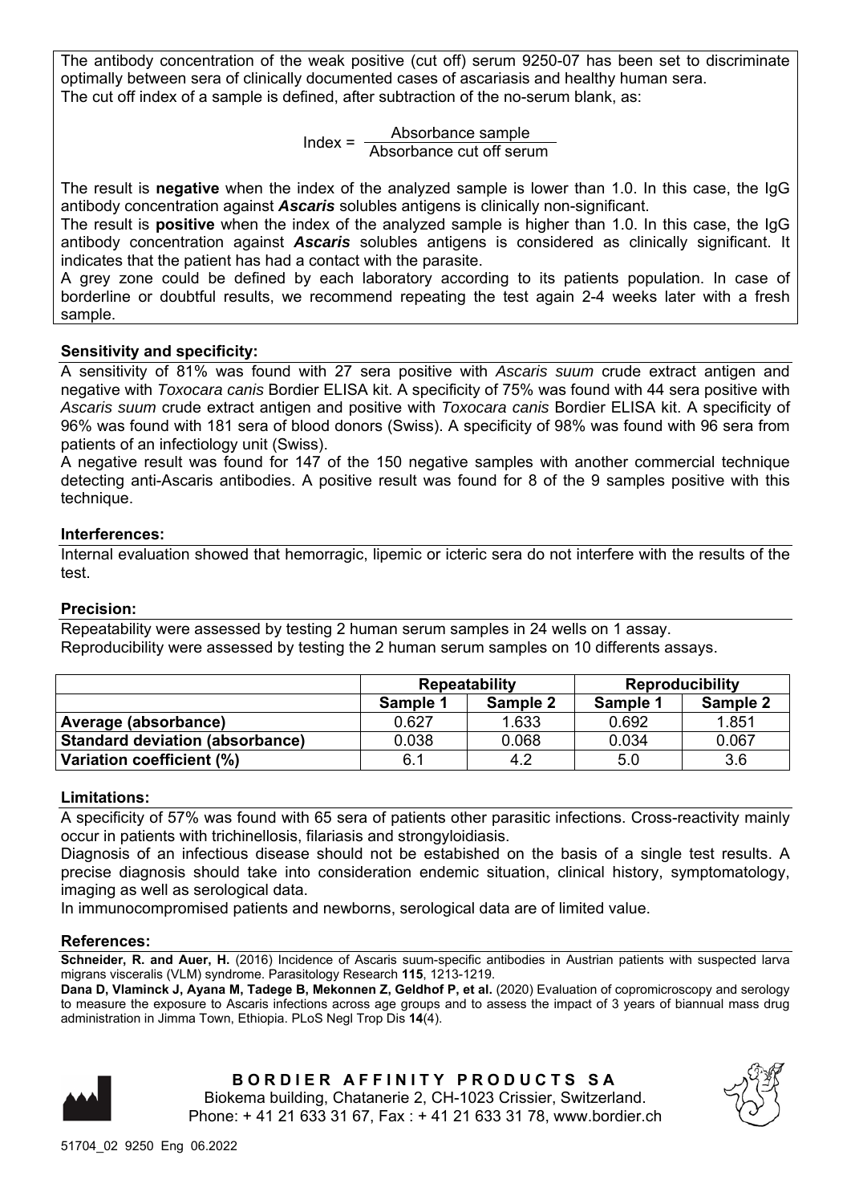The antibody concentration of the weak positive (cut off) serum 9250-07 has been set to discriminate optimally between sera of clinically documented cases of ascariasis and healthy human sera.
The cut off index of a sample is defined, after subtraction of the no-serum blank, as:

$$\text{Index} = \frac{\text{Absorbance sample}}{\text{Absorbance cut off serum}}$$

The result is **negative** when the index of the analyzed sample is lower than 1.0. In this case, the IgG antibody concentration against ***Ascaris*** solubles antigens is clinically non-significant.
The result is **positive** when the index of the analyzed sample is higher than 1.0. In this case, the IgG antibody concentration against ***Ascaris*** solubles antigens is considered as clinically significant. It indicates that the patient has had a contact with the parasite.
A grey zone could be defined by each laboratory according to its patients population. In case of borderline or doubtful results, we recommend repeating the test again 2-4 weeks later with a fresh sample.

### Sensitivity and specificity:

A sensitivity of 81% was found with 27 sera positive with *Ascaris suum* crude extract antigen and negative with *Toxocara canis* Bordier ELISA kit. A specificity of 75% was found with 44 sera positive with *Ascaris suum* crude extract antigen and positive with *Toxocara canis* Bordier ELISA kit. A specificity of 96% was found with 181 sera of blood donors (Swiss). A specificity of 98% was found with 96 sera from patients of an infectiology unit (Swiss).
A negative result was found for 147 of the 150 negative samples with another commercial technique detecting anti-Ascaris antibodies. A positive result was found for 8 of the 9 samples positive with this technique.

### Interferences:

Internal evaluation showed that hemorragic, lipemic or icteric sera do not interfere with the results of the test.

### Precision:

Repeatability were assessed by testing 2 human serum samples in 24 wells on 1 assay.
Reproducibility were assessed by testing the 2 human serum samples on 10 differents assays.

| | Repeatability | | Reproducibility | |
|---|---|---|---|---|
| | Sample 1 | Sample 2 | Sample 1 | Sample 2 |
| **Average (absorbance)** | 0.627 | 1.633 | 0.692 | 1.851 |
| **Standard deviation (absorbance)** | 0.038 | 0.068 | 0.034 | 0.067 |
| **Variation coefficient (%)** | 6.1 | 4.2 | 5.0 | 3.6 |

### Limitations:

A specificity of 57% was found with 65 sera of patients other parasitic infections. Cross-reactivity mainly occur in patients with trichinellosis, filariasis and strongyloidiasis.
Diagnosis of an infectious disease should not be estabished on the basis of a single test results. A precise diagnosis should take into consideration endemic situation, clinical history, symptomatology, imaging as well as serological data.
In immunocompromised patients and newborns, serological data are of limited value.

### References:

**Schneider, R. and Auer, H.** (2016) Incidence of Ascaris suum-specific antibodies in Austrian patients with suspected larva migrans visceralis (VLM) syndrome. Parasitology Research **115**, 1213-1219.
**Dana D, Vlaminck J, Ayana M, Tadege B, Mekonnen Z, Geldhof P, et al.** (2020) Evaluation of copromicroscopy and serology to measure the exposure to Ascaris infections across age groups and to assess the impact of 3 years of biannual mass drug administration in Jimma Town, Ethiopia. PLoS Negl Trop Dis **14**(4).

**BORDIER AFFINITY PRODUCTS SA**
Biokema building, Chatanerie 2, CH-1023 Crissier, Switzerland.
Phone: + 41 21 633 31 67, Fax : + 41 21 633 31 78, www.bordier.ch

51704_02 9250 Eng 06.2022